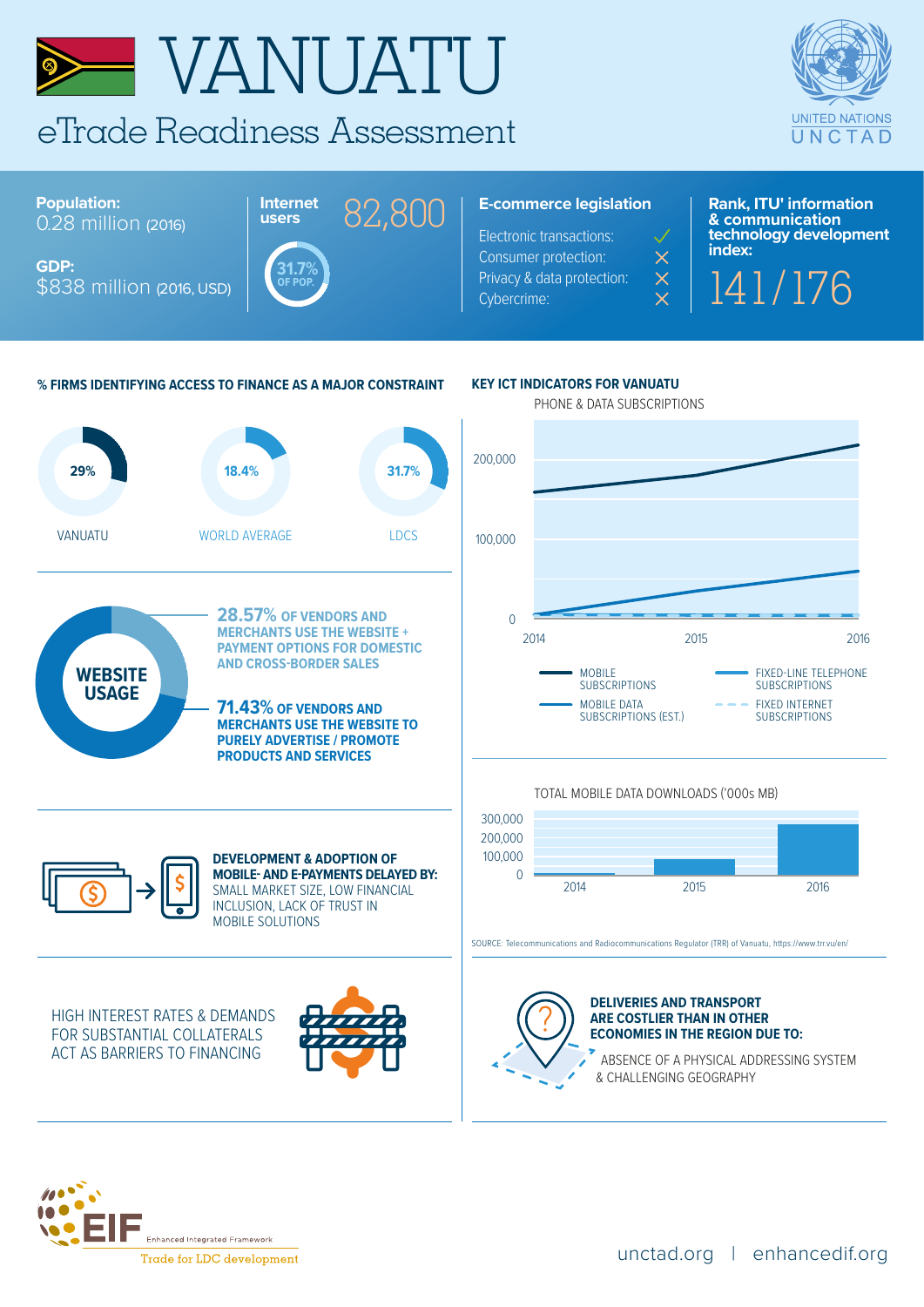# VANUATU

## eTrade Readiness Assessment

UNITED NATIONS UNCTAD

**Population:** 0.28 million (2016)

**GDP:** $838 million (2016, USD)

**Internet users** 82,800

31.7% OF POP.

**E-commerce legislation**

- Electronic transactions: ✓
- Consumer protection: ✗
- Privacy & data protection: ✗
- Cybercrime: ✗

**Rank, ITU[1] information & communication technology development index:**

141/176

### % FIRMS IDENTIFYING ACCESS TO FINANCE AS A MAJOR CONSTRAINT

| VANUATU | WORLD AVERAGE | LDCS |
|---|---|---|
| 29% | 18.4% | 31.7% |

### WEBSITE USAGE

**28.57% OF VENDORS AND MERCHANTS USE THE WEBSITE + PAYMENT OPTIONS FOR DOMESTIC AND CROSS-BORDER SALES**

**71.43% OF VENDORS AND MERCHANTS USE THE WEBSITE TO PURELY ADVERTISE / PROMOTE PRODUCTS AND SERVICES**

**DEVELOPMENT & ADOPTION OF MOBILE- AND E-PAYMENTS DELAYED BY:** SMALL MARKET SIZE, LOW FINANCIAL INCLUSION, LACK OF TRUST IN MOBILE SOLUTIONS

HIGH INTEREST RATES & DEMANDS FOR SUBSTANTIAL COLLATERALS ACT AS BARRIERS TO FINANCING

### KEY ICT INDICATORS FOR VANUATU

PHONE & DATA SUBSCRIPTIONS

(Chart: 2014–2016; y-axis 0, 100,000, 200,000)

- MOBILE SUBSCRIPTIONS
- FIXED-LINE TELEPHONE SUBSCRIPTIONS
- MOBILE DATA SUBSCRIPTIONS (EST.)
- FIXED INTERNET SUBSCRIPTIONS

TOTAL MOBILE DATA DOWNLOADS ('000s MB)

(Chart: 2014, 2015, 2016; y-axis 0, 100,000, 200,000, 300,000)

SOURCE: Telecommunications and Radiocommunications Regulator (TRR) of Vanuatu, https://www.trr.vu/en/

**DELIVERIES AND TRANSPORT ARE COSTLIER THAN IN OTHER ECONOMIES IN THE REGION DUE TO:**

ABSENCE OF A PHYSICAL ADDRESSING SYSTEM & CHALLENGING GEOGRAPHY

EIF Enhanced Integrated Framework — Trade for LDC development

unctad.org | enhancedif.org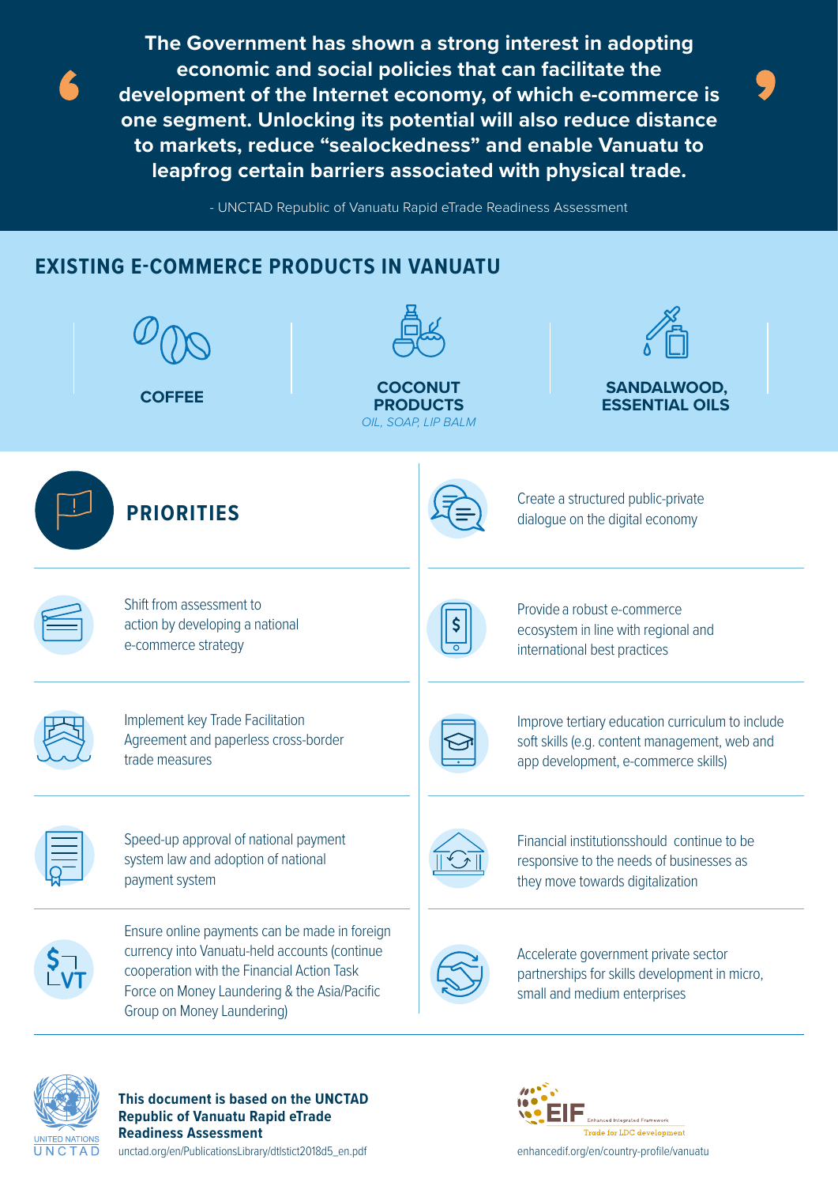> The Government has shown a strong interest in adopting economic and social policies that can facilitate the development of the Internet economy, of which e-commerce is one segment. Unlocking its potential will also reduce distance to markets, reduce "sealockedness" and enable Vanuatu to leapfrog certain barriers associated with physical trade.
>
> - UNCTAD Republic of Vanuatu Rapid eTrade Readiness Assessment

## EXISTING E-COMMERCE PRODUCTS IN VANUATU

**COFFEE**

**COCONUT PRODUCTS**
*OIL, SOAP, LIP BALM*

**SANDALWOOD, ESSENTIAL OILS**

## PRIORITIES

- Shift from assessment to action by developing a national e-commerce strategy
- Implement key Trade Facilitation Agreement and paperless cross-border trade measures
- Speed-up approval of national payment system law and adoption of national payment system
- Ensure online payments can be made in foreign currency into Vanuatu-held accounts (continue cooperation with the Financial Action Task Force on Money Laundering & the Asia/Pacific Group on Money Laundering)
- Create a structured public-private dialogue on the digital economy
- Provide a robust e-commerce ecosystem in line with regional and international best practices
- Improve tertiary education curriculum to include soft skills (e.g. content management, web and app development, e-commerce skills)
- Financial institutionsshould continue to be responsive to the needs of businesses as they move towards digitalization
- Accelerate government private sector partnerships for skills development in micro, small and medium enterprises

UNITED NATIONS
UNCTAD

**This document is based on the UNCTAD Republic of Vanuatu Rapid eTrade Readiness Assessment**
unctad.org/en/PublicationsLibrary/dtlstict2018d5_en.pdf

EIF Enhanced Integrated Framework
Trade for LDC development
enhancedif.org/en/country-profile/vanuatu